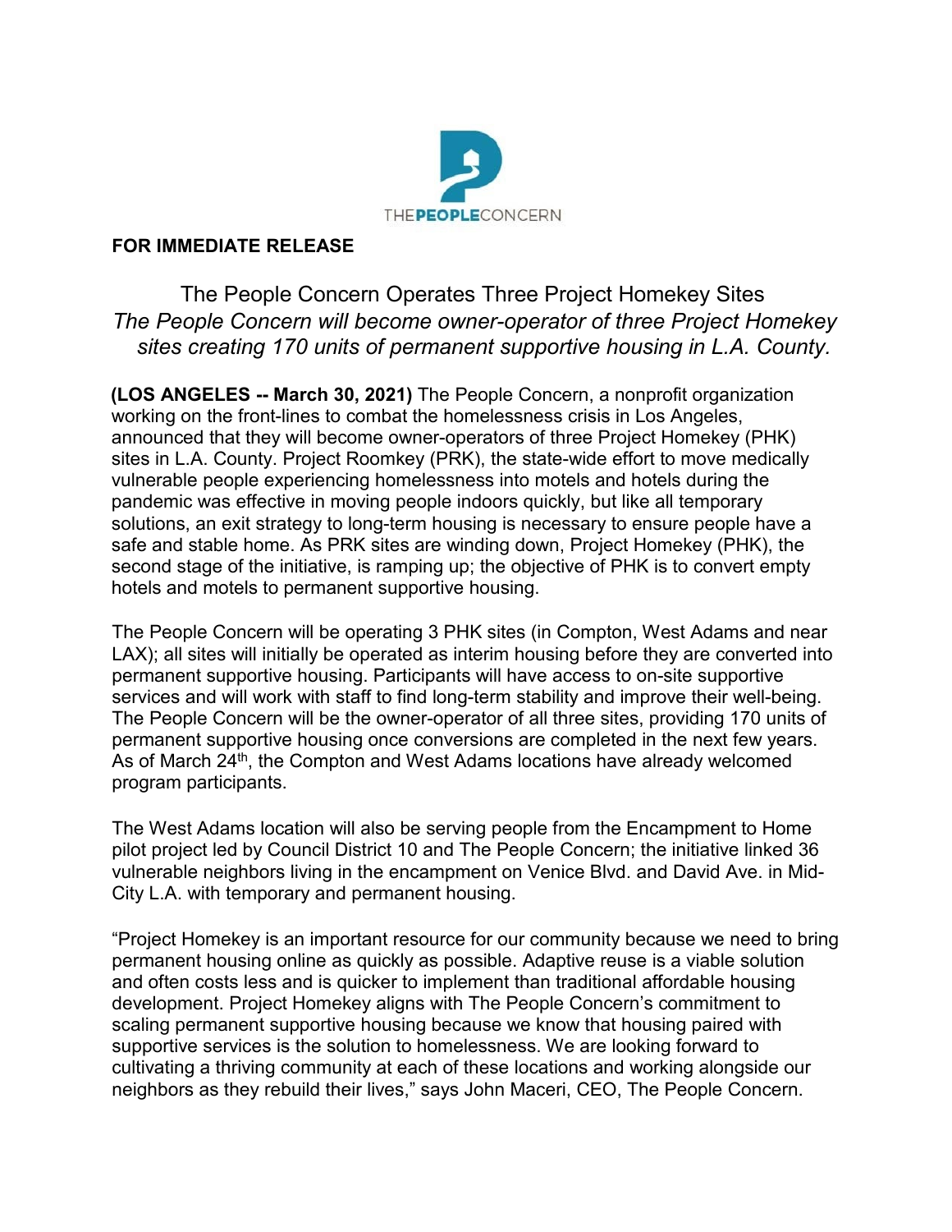THE**PEOPLE**CONCERN

**FOR IMMEDIATE RELEASE**

# The People Concern Operates Three Project Homekey Sites

*The People Concern will become owner-operator of three Project Homekey sites creating 170 units of permanent supportive housing in L.A. County.*

**(LOS ANGELES -- March 30, 2021)** The People Concern, a nonprofit organization working on the front-lines to combat the homelessness crisis in Los Angeles, announced that they will become owner-operators of three Project Homekey (PHK) sites in L.A. County. Project Roomkey (PRK), the state-wide effort to move medically vulnerable people experiencing homelessness into motels and hotels during the pandemic was effective in moving people indoors quickly, but like all temporary solutions, an exit strategy to long-term housing is necessary to ensure people have a safe and stable home. As PRK sites are winding down, Project Homekey (PHK), the second stage of the initiative, is ramping up; the objective of PHK is to convert empty hotels and motels to permanent supportive housing.

The People Concern will be operating 3 PHK sites (in Compton, West Adams and near LAX); all sites will initially be operated as interim housing before they are converted into permanent supportive housing. Participants will have access to on-site supportive services and will work with staff to find long-term stability and improve their well-being. The People Concern will be the owner-operator of all three sites, providing 170 units of permanent supportive housing once conversions are completed in the next few years. As of March 24th, the Compton and West Adams locations have already welcomed program participants.

The West Adams location will also be serving people from the Encampment to Home pilot project led by Council District 10 and The People Concern; the initiative linked 36 vulnerable neighbors living in the encampment on Venice Blvd. and David Ave. in Mid-City L.A. with temporary and permanent housing.

"Project Homekey is an important resource for our community because we need to bring permanent housing online as quickly as possible. Adaptive reuse is a viable solution and often costs less and is quicker to implement than traditional affordable housing development. Project Homekey aligns with The People Concern's commitment to scaling permanent supportive housing because we know that housing paired with supportive services is the solution to homelessness. We are looking forward to cultivating a thriving community at each of these locations and working alongside our neighbors as they rebuild their lives," says John Maceri, CEO, The People Concern.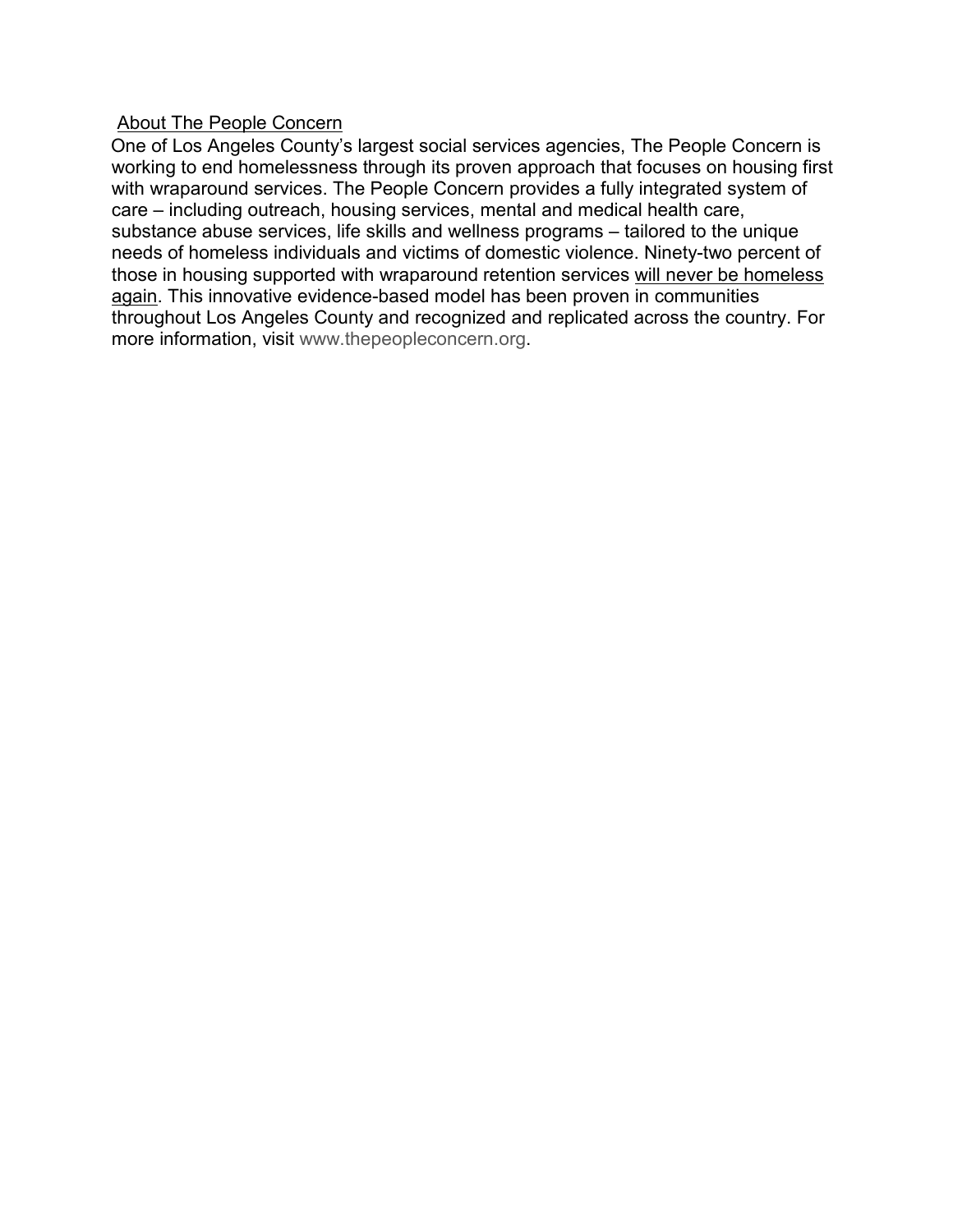About The People Concern

One of Los Angeles County's largest social services agencies, The People Concern is working to end homelessness through its proven approach that focuses on housing first with wraparound services. The People Concern provides a fully integrated system of care – including outreach, housing services, mental and medical health care, substance abuse services, life skills and wellness programs – tailored to the unique needs of homeless individuals and victims of domestic violence. Ninety-two percent of those in housing supported with wraparound retention services will never be homeless again. This innovative evidence-based model has been proven in communities throughout Los Angeles County and recognized and replicated across the country. For more information, visit www.thepeopleconcern.org.